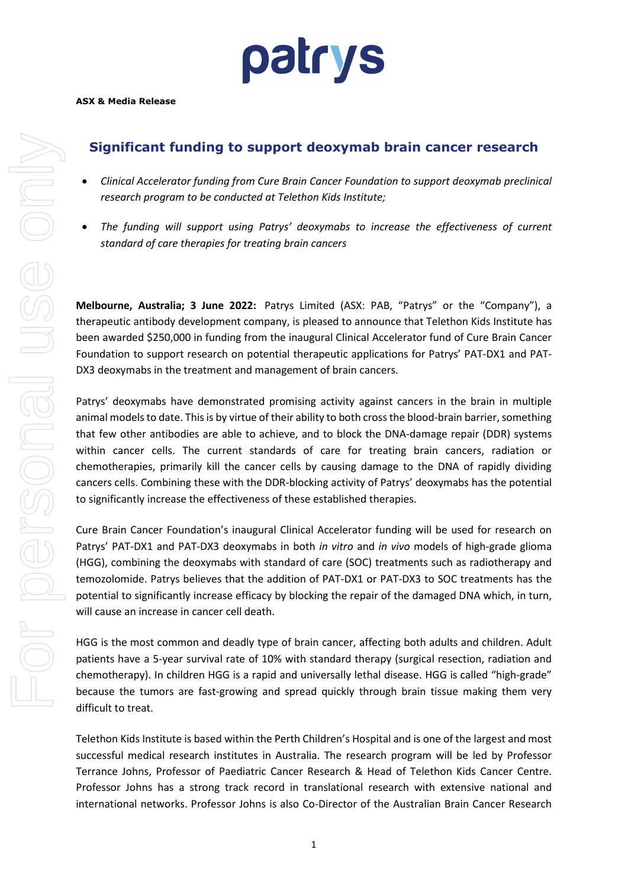**ASX & Media Release**

## Significant funding to support deoxymab brain cancer research

- *Clinical Accelerator funding from Cure Brain Cancer Foundation to support deoxymab preclinical research program to be conducted at Telethon Kids Institute;*
- *The funding will support using Patrys' deoxymabs to increase the effectiveness of current standard of care therapies for treating brain cancers*

**Melbourne, Australia; 3 June 2022:** Patrys Limited (ASX: PAB, "Patrys" or the "Company"), a therapeutic antibody development company, is pleased to announce that Telethon Kids Institute has been awarded $250,000 in funding from the inaugural Clinical Accelerator fund of Cure Brain Cancer Foundation to support research on potential therapeutic applications for Patrys' PAT-DX1 and PAT-DX3 deoxymabs in the treatment and management of brain cancers.

Patrys' deoxymabs have demonstrated promising activity against cancers in the brain in multiple animal models to date. This is by virtue of their ability to both cross the blood-brain barrier, something that few other antibodies are able to achieve, and to block the DNA-damage repair (DDR) systems within cancer cells. The current standards of care for treating brain cancers, radiation or chemotherapies, primarily kill the cancer cells by causing damage to the DNA of rapidly dividing cancers cells. Combining these with the DDR-blocking activity of Patrys' deoxymabs has the potential to significantly increase the effectiveness of these established therapies.

Cure Brain Cancer Foundation's inaugural Clinical Accelerator funding will be used for research on Patrys' PAT-DX1 and PAT-DX3 deoxymabs in both *in vitro* and *in vivo* models of high-grade glioma (HGG), combining the deoxymabs with standard of care (SOC) treatments such as radiotherapy and temozolomide. Patrys believes that the addition of PAT-DX1 or PAT-DX3 to SOC treatments has the potential to significantly increase efficacy by blocking the repair of the damaged DNA which, in turn, will cause an increase in cancer cell death.

HGG is the most common and deadly type of brain cancer, affecting both adults and children. Adult patients have a 5-year survival rate of 10% with standard therapy (surgical resection, radiation and chemotherapy). In children HGG is a rapid and universally lethal disease. HGG is called "high-grade" because the tumors are fast-growing and spread quickly through brain tissue making them very difficult to treat.

Telethon Kids Institute is based within the Perth Children's Hospital and is one of the largest and most successful medical research institutes in Australia. The research program will be led by Professor Terrance Johns, Professor of Paediatric Cancer Research & Head of Telethon Kids Cancer Centre. Professor Johns has a strong track record in translational research with extensive national and international networks. Professor Johns is also Co-Director of the Australian Brain Cancer Research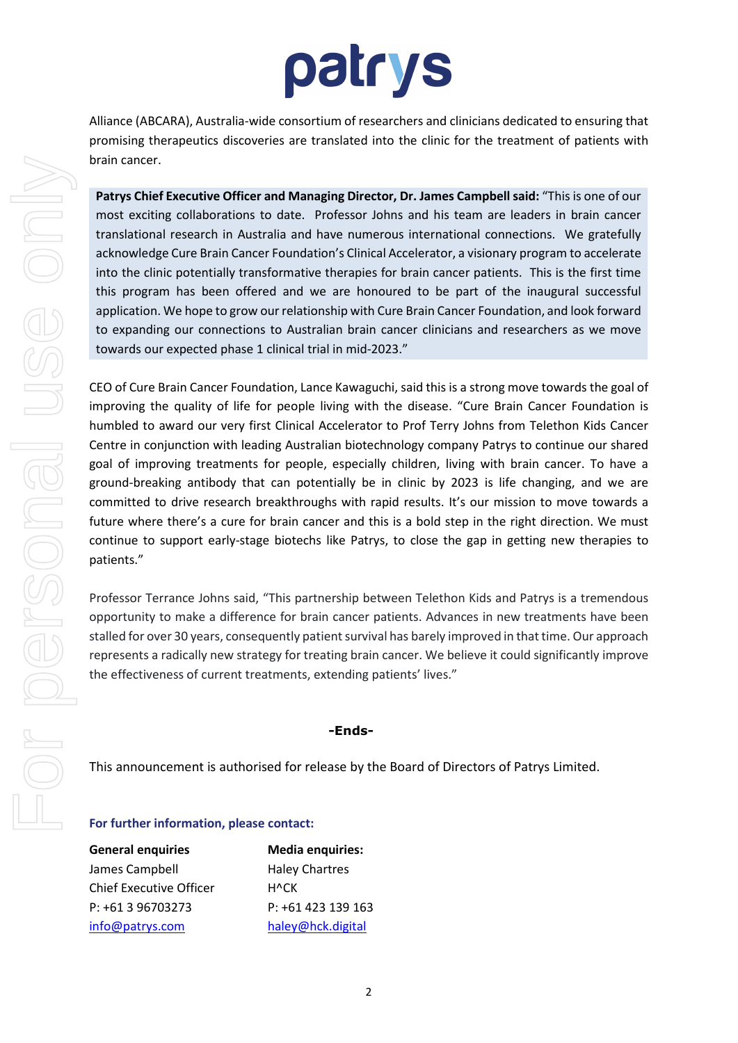Alliance (ABCARA), Australia-wide consortium of researchers and clinicians dedicated to ensuring that promising therapeutics discoveries are translated into the clinic for the treatment of patients with brain cancer.

**Patrys Chief Executive Officer and Managing Director, Dr. James Campbell said:** "This is one of our most exciting collaborations to date. Professor Johns and his team are leaders in brain cancer translational research in Australia and have numerous international connections. We gratefully acknowledge Cure Brain Cancer Foundation's Clinical Accelerator, a visionary program to accelerate into the clinic potentially transformative therapies for brain cancer patients. This is the first time this program has been offered and we are honoured to be part of the inaugural successful application. We hope to grow our relationship with Cure Brain Cancer Foundation, and look forward to expanding our connections to Australian brain cancer clinicians and researchers as we move towards our expected phase 1 clinical trial in mid-2023."

CEO of Cure Brain Cancer Foundation, Lance Kawaguchi, said this is a strong move towards the goal of improving the quality of life for people living with the disease. "Cure Brain Cancer Foundation is humbled to award our very first Clinical Accelerator to Prof Terry Johns from Telethon Kids Cancer Centre in conjunction with leading Australian biotechnology company Patrys to continue our shared goal of improving treatments for people, especially children, living with brain cancer. To have a ground-breaking antibody that can potentially be in clinic by 2023 is life changing, and we are committed to drive research breakthroughs with rapid results. It's our mission to move towards a future where there's a cure for brain cancer and this is a bold step in the right direction. We must continue to support early-stage biotechs like Patrys, to close the gap in getting new therapies to patients."

Professor Terrance Johns said, "This partnership between Telethon Kids and Patrys is a tremendous opportunity to make a difference for brain cancer patients. Advances in new treatments have been stalled for over 30 years, consequently patient survival has barely improved in that time. Our approach represents a radically new strategy for treating brain cancer. We believe it could significantly improve the effectiveness of current treatments, extending patients' lives."

**-Ends-**

This announcement is authorised for release by the Board of Directors of Patrys Limited.

**For further information, please contact:**

| **General enquiries** | **Media enquiries:** |
| --- | --- |
| James Campbell | Haley Chartres |
| Chief Executive Officer | H^CK |
| P: +61 3 96703273 | P: +61 423 139 163 |
| info@patrys.com | haley@hck.digital |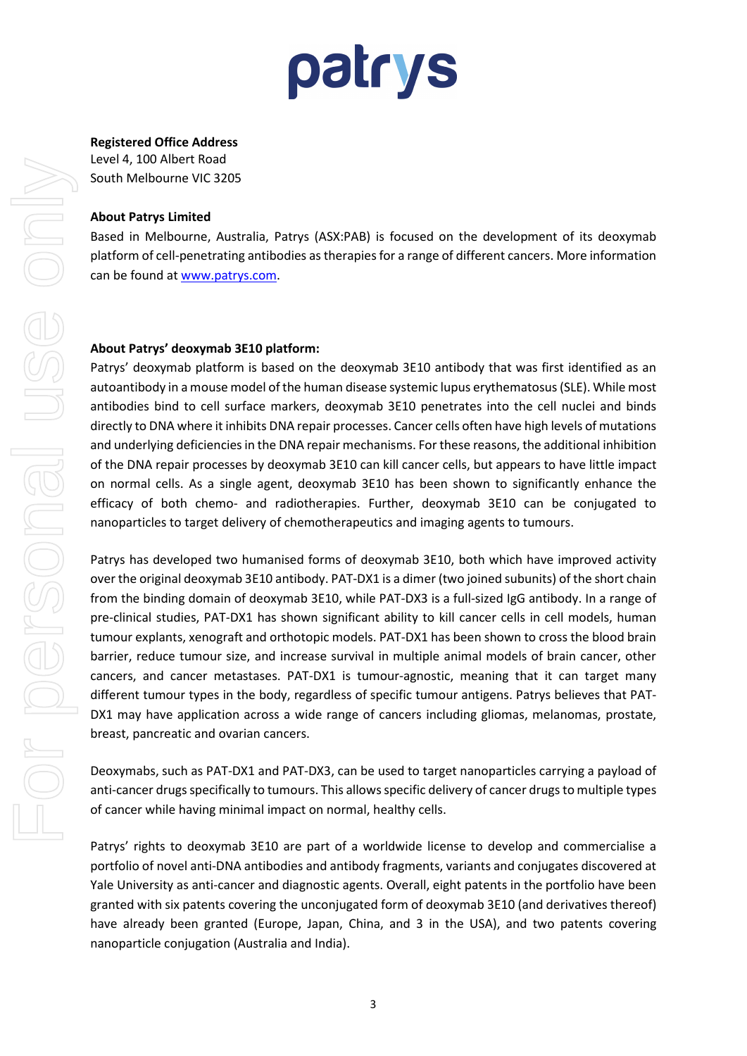**Registered Office Address**
Level 4, 100 Albert Road
South Melbourne VIC 3205

**About Patrys Limited**

Based in Melbourne, Australia, Patrys (ASX:PAB) is focused on the development of its deoxymab platform of cell-penetrating antibodies as therapies for a range of different cancers. More information can be found at [www.patrys.com](http://www.patrys.com).

**About Patrys' deoxymab 3E10 platform:**

Patrys' deoxymab platform is based on the deoxymab 3E10 antibody that was first identified as an autoantibody in a mouse model of the human disease systemic lupus erythematosus (SLE). While most antibodies bind to cell surface markers, deoxymab 3E10 penetrates into the cell nuclei and binds directly to DNA where it inhibits DNA repair processes. Cancer cells often have high levels of mutations and underlying deficiencies in the DNA repair mechanisms. For these reasons, the additional inhibition of the DNA repair processes by deoxymab 3E10 can kill cancer cells, but appears to have little impact on normal cells. As a single agent, deoxymab 3E10 has been shown to significantly enhance the efficacy of both chemo- and radiotherapies. Further, deoxymab 3E10 can be conjugated to nanoparticles to target delivery of chemotherapeutics and imaging agents to tumours.

Patrys has developed two humanised forms of deoxymab 3E10, both which have improved activity over the original deoxymab 3E10 antibody. PAT-DX1 is a dimer (two joined subunits) of the short chain from the binding domain of deoxymab 3E10, while PAT-DX3 is a full-sized IgG antibody. In a range of pre-clinical studies, PAT-DX1 has shown significant ability to kill cancer cells in cell models, human tumour explants, xenograft and orthotopic models. PAT-DX1 has been shown to cross the blood brain barrier, reduce tumour size, and increase survival in multiple animal models of brain cancer, other cancers, and cancer metastases. PAT-DX1 is tumour-agnostic, meaning that it can target many different tumour types in the body, regardless of specific tumour antigens. Patrys believes that PAT-DX1 may have application across a wide range of cancers including gliomas, melanomas, prostate, breast, pancreatic and ovarian cancers.

Deoxymabs, such as PAT-DX1 and PAT-DX3, can be used to target nanoparticles carrying a payload of anti-cancer drugs specifically to tumours. This allows specific delivery of cancer drugs to multiple types of cancer while having minimal impact on normal, healthy cells.

Patrys' rights to deoxymab 3E10 are part of a worldwide license to develop and commercialise a portfolio of novel anti-DNA antibodies and antibody fragments, variants and conjugates discovered at Yale University as anti-cancer and diagnostic agents. Overall, eight patents in the portfolio have been granted with six patents covering the unconjugated form of deoxymab 3E10 (and derivatives thereof) have already been granted (Europe, Japan, China, and 3 in the USA), and two patents covering nanoparticle conjugation (Australia and India).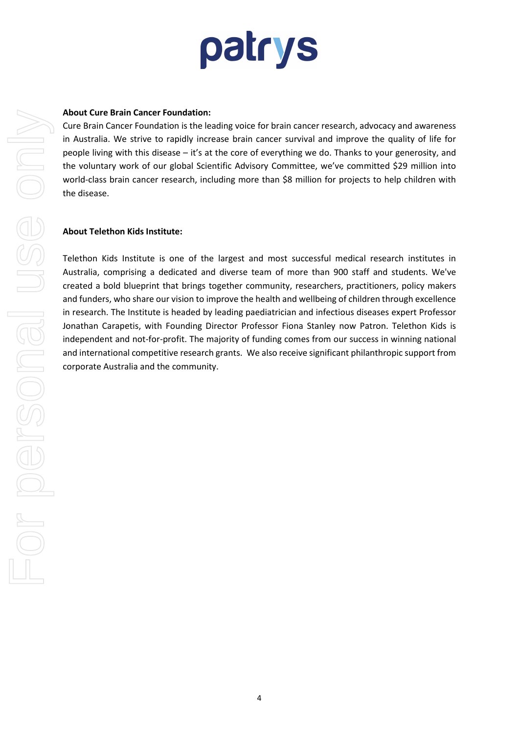**About Cure Brain Cancer Foundation:**

Cure Brain Cancer Foundation is the leading voice for brain cancer research, advocacy and awareness in Australia. We strive to rapidly increase brain cancer survival and improve the quality of life for people living with this disease – it's at the core of everything we do. Thanks to your generosity, and the voluntary work of our global Scientific Advisory Committee, we've committed $29 million into world-class brain cancer research, including more than $8 million for projects to help children with the disease.

**About Telethon Kids Institute:**

Telethon Kids Institute is one of the largest and most successful medical research institutes in Australia, comprising a dedicated and diverse team of more than 900 staff and students. We've created a bold blueprint that brings together community, researchers, practitioners, policy makers and funders, who share our vision to improve the health and wellbeing of children through excellence in research. The Institute is headed by leading paediatrician and infectious diseases expert Professor Jonathan Carapetis, with Founding Director Professor Fiona Stanley now Patron. Telethon Kids is independent and not-for-profit. The majority of funding comes from our success in winning national and international competitive research grants. We also receive significant philanthropic support from corporate Australia and the community.